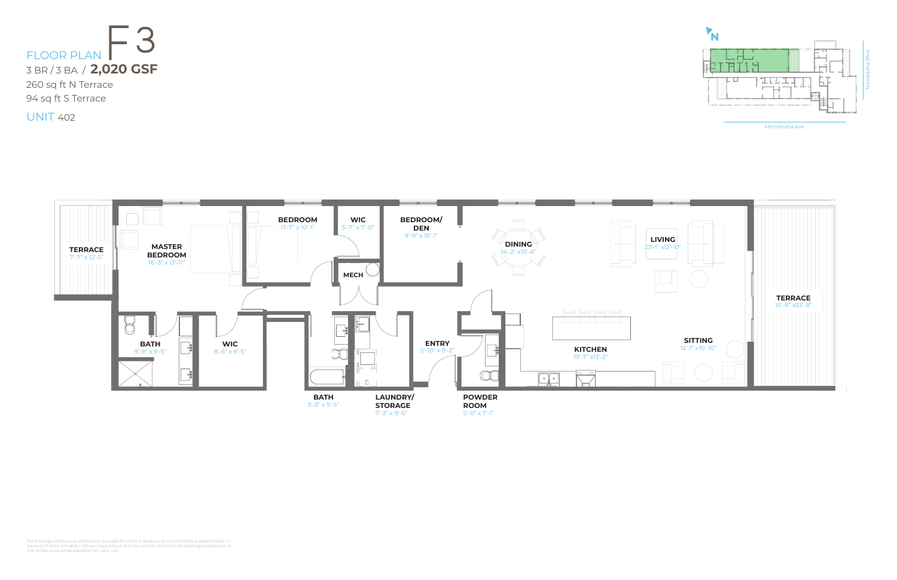# FLOOR PLAN F3

3 BR / 3 BA / **2,020 GSF**

260 sq ft N Terrace

94 sq ft S Terrace

UNIT 402

N

Nawadaha Blvd

Minnehaha Ave

**TERRACE**
7'-7" x 12'-5"

**MASTER BEDROOM**
16'-3" x 13'-11"

**BEDROOM**
11'-7" x 10'-1"

**WIC**
5'-7" x 7'-0"

**BEDROOM/ DEN**
9'-9" x 10'-1"

**DINING**
14'-2" x10'-6"

**LIVING**
23'-1" x12'-10"

**MECH**

**TERRACE**
10'-8" x23'-8"

**BATH**
9'-9" x 9'-5"

**WIC**
8'-6" x 9'-5"

**ENTRY**
5'-10" x 9'-2"

**KITCHEN**
19'-7" x13'-2"

**SITTING**
12'-1" x10'-10"

**BATH**
5'-3" x 9'-5"

**LAUNDRY/ STORAGE**
7'-3" x 9'-5"

**POWDER ROOM**
5'-0" x 7'-1"

The drawings and pictures contained in any sales brochure or literature do not constitute a representation or warranty of items included in the purchase price or that the unit will conform to the drawings and pictures, or that similar views will be available from each unit.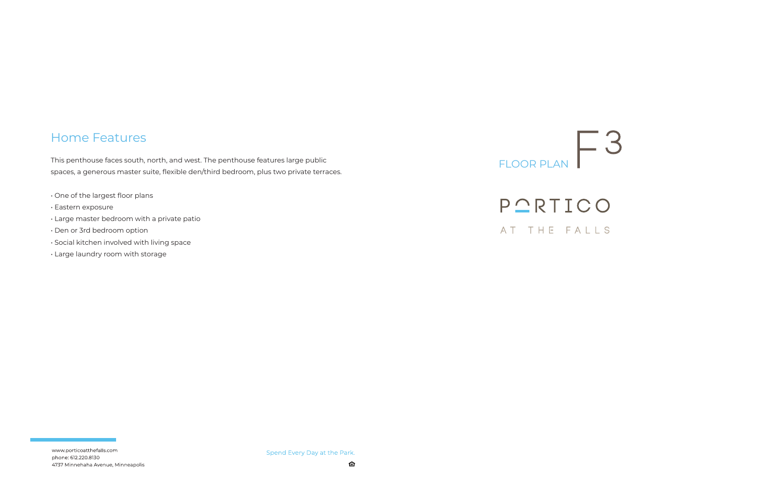## Home Features

This penthouse faces south, north, and west. The penthouse features large public spaces, a generous master suite, flexible den/third bedroom, plus two private terraces.

- One of the largest floor plans
- Eastern exposure
- Large master bedroom with a private patio
- Den or 3rd bedroom option
- Social kitchen involved with living space
- Large laundry room with storage

# FLOOR PLAN F3

PORTICO

AT THE FALLS

www.porticoatthefalls.com
phone: 612.220.8130
4737 Minnehaha Avenue, Minneapolis

Spend Every Day at the Park.